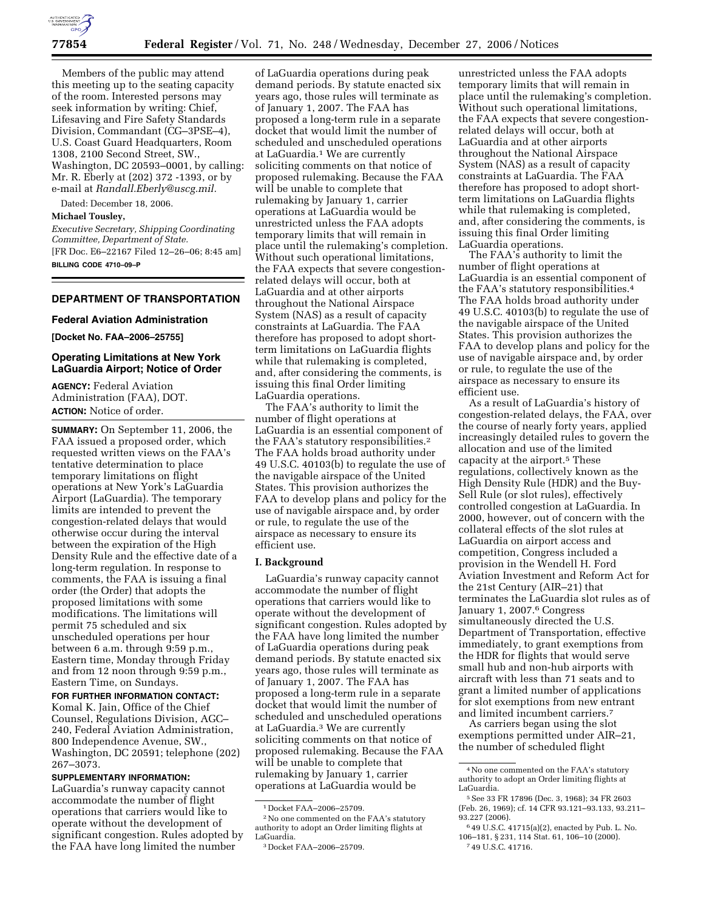Members of the public may attend this meeting up to the seating capacity of the room. Interested persons may seek information by writing: Chief, Lifesaving and Fire Safety Standards Division, Commandant (CG–3PSE–4), U.S. Coast Guard Headquarters, Room 1308, 2100 Second Street, SW., Washington, DC 20593–0001, by calling: Mr. R. Eberly at (202) 372 -1393, or by e-mail at *Randall.Eberly@uscg.mil*.

Dated: December 18, 2006.

**Michael Tousley,**

*Executive Secretary, Shipping Coordinating Committee, Department of State.*

[FR Doc. E6–22167 Filed 12–26–06; 8:45 am]

**BILLING CODE 4710–09–P**

## DEPARTMENT OF TRANSPORTATION

### Federal Aviation Administration

**[Docket No. FAA–2006–25755]**

### Operating Limitations at New York LaGuardia Airport; Notice of Order

**AGENCY:** Federal Aviation Administration (FAA), DOT.

**ACTION:** Notice of order.

**SUMMARY:** On September 11, 2006, the FAA issued a proposed order, which requested written views on the FAA's tentative determination to place temporary limitations on flight operations at New York's LaGuardia Airport (LaGuardia). The temporary limits are intended to prevent the congestion-related delays that would otherwise occur during the interval between the expiration of the High Density Rule and the effective date of a long-term regulation. In response to comments, the FAA is issuing a final order (the Order) that adopts the proposed limitations with some modifications. The limitations will permit 75 scheduled and six unscheduled operations per hour between 6 a.m. through 9:59 p.m., Eastern time, Monday through Friday and from 12 noon through 9:59 p.m., Eastern Time, on Sundays.

**FOR FURTHER INFORMATION CONTACT:** Komal K. Jain, Office of the Chief Counsel, Regulations Division, AGC–240, Federal Aviation Administration, 800 Independence Avenue, SW., Washington, DC 20591; telephone (202) 267–3073.

**SUPPLEMENTARY INFORMATION:** LaGuardia's runway capacity cannot accommodate the number of flight operations that carriers would like to operate without the development of significant congestion. Rules adopted by the FAA have long limited the number of LaGuardia operations during peak demand periods. By statute enacted six years ago, those rules will terminate as of January 1, 2007. The FAA has proposed a long-term rule in a separate docket that would limit the number of scheduled and unscheduled operations at LaGuardia.[1] We are currently soliciting comments on that notice of proposed rulemaking. Because the FAA will be unable to complete that rulemaking by January 1, carrier operations at LaGuardia would be unrestricted unless the FAA adopts temporary limits that will remain in place until the rulemaking's completion. Without such operational limitations, the FAA expects that severe congestion-related delays will occur, both at LaGuardia and at other airports throughout the National Airspace System (NAS) as a result of capacity constraints at LaGuardia. The FAA therefore has proposed to adopt short-term limitations on LaGuardia flights while that rulemaking is completed, and, after considering the comments, is issuing this final Order limiting LaGuardia operations.

The FAA's authority to limit the number of flight operations at LaGuardia is an essential component of the FAA's statutory responsibilities.[2] The FAA holds broad authority under 49 U.S.C. 40103(b) to regulate the use of the navigable airspace of the United States. This provision authorizes the FAA to develop plans and policy for the use of navigable airspace and, by order or rule, to regulate the use of the airspace as necessary to ensure its efficient use.

## I. Background

LaGuardia's runway capacity cannot accommodate the number of flight operations that carriers would like to operate without the development of significant congestion. Rules adopted by the FAA have long limited the number of LaGuardia operations during peak demand periods. By statute enacted six years ago, those rules will terminate as of January 1, 2007. The FAA has proposed a long-term rule in a separate docket that would limit the number of scheduled and unscheduled operations at LaGuardia.[3] We are currently soliciting comments on that notice of proposed rulemaking. Because the FAA will be unable to complete that rulemaking by January 1, carrier operations at LaGuardia would be unrestricted unless the FAA adopts temporary limits that will remain in place until the rulemaking's completion. Without such operational limitations, the FAA expects that severe congestion-related delays will occur, both at LaGuardia and at other airports throughout the National Airspace System (NAS) as a result of capacity constraints at LaGuardia. The FAA therefore has proposed to adopt short-term limitations on LaGuardia flights while that rulemaking is completed, and, after considering the comments, is issuing this final Order limiting LaGuardia operations.

The FAA's authority to limit the number of flight operations at LaGuardia is an essential component of the FAA's statutory responsibilities.[4] The FAA holds broad authority under 49 U.S.C. 40103(b) to regulate the use of the navigable airspace of the United States. This provision authorizes the FAA to develop plans and policy for the use of navigable airspace and, by order or rule, to regulate the use of the airspace as necessary to ensure its efficient use.

As a result of LaGuardia's history of congestion-related delays, the FAA, over the course of nearly forty years, applied increasingly detailed rules to govern the allocation and use of the limited capacity at the airport.[5] These regulations, collectively known as the High Density Rule (HDR) and the Buy-Sell Rule (or slot rules), effectively controlled congestion at LaGuardia. In 2000, however, out of concern with the collateral effects of the slot rules at LaGuardia on airport access and competition, Congress included a provision in the Wendell H. Ford Aviation Investment and Reform Act for the 21st Century (AIR–21) that terminates the LaGuardia slot rules as of January 1, 2007.[6] Congress simultaneously directed the U.S. Department of Transportation, effective immediately, to grant exemptions from the HDR for flights that would serve small hub and non-hub airports with aircraft with less than 71 seats and to grant a limited number of applications for slot exemptions from new entrant and limited incumbent carriers.[7]

As carriers began using the slot exemptions permitted under AIR–21, the number of scheduled flight

---

[1] Docket FAA–2006–25709.

[2] No one commented on the FAA's statutory authority to adopt an Order limiting flights at LaGuardia.

[3] Docket FAA–2006–25709.

[4] No one commented on the FAA's statutory authority to adopt an Order limiting flights at LaGuardia.

[5] See 33 FR 17896 (Dec. 3, 1968); 34 FR 2603 (Feb. 26, 1969); cf. 14 CFR 93.121–93.133, 93.211–93.227 (2006).

[6] 49 U.S.C. 41715(a)(2), enacted by Pub. L. No. 106–181, § 231, 114 Stat. 61, 106–10 (2000).

[7] 49 U.S.C. 41716.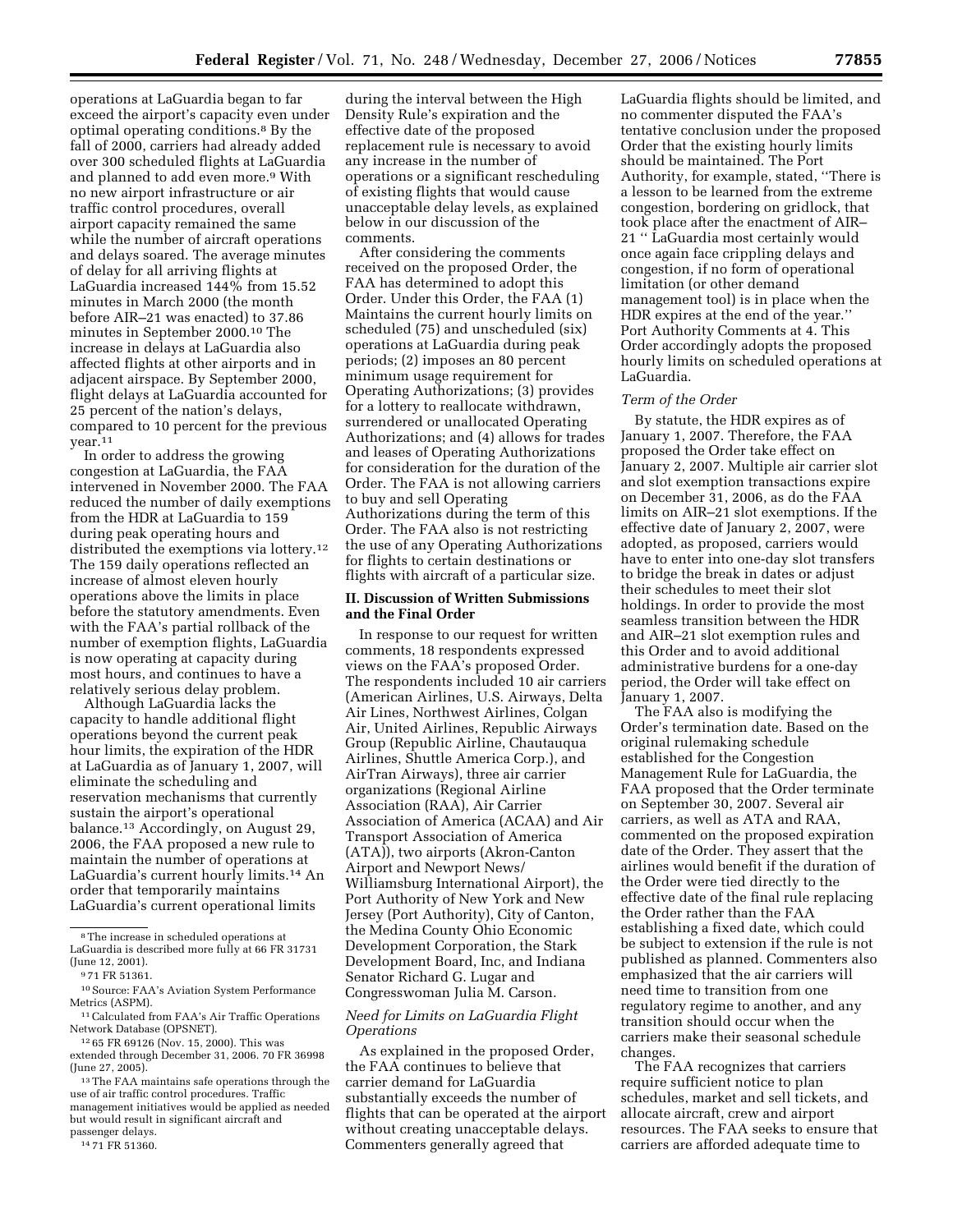operations at LaGuardia began to far exceed the airport's capacity even under optimal operating conditions.[8] By the fall of 2000, carriers had already added over 300 scheduled flights at LaGuardia and planned to add even more.[9] With no new airport infrastructure or air traffic control procedures, overall airport capacity remained the same while the number of aircraft operations and delays soared. The average minutes of delay for all arriving flights at LaGuardia increased 144% from 15.52 minutes in March 2000 (the month before AIR–21 was enacted) to 37.86 minutes in September 2000.[10] The increase in delays at LaGuardia also affected flights at other airports and in adjacent airspace. By September 2000, flight delays at LaGuardia accounted for 25 percent of the nation's delays, compared to 10 percent for the previous year.[11]

In order to address the growing congestion at LaGuardia, the FAA intervened in November 2000. The FAA reduced the number of daily exemptions from the HDR at LaGuardia to 159 during peak operating hours and distributed the exemptions via lottery.[12] The 159 daily operations reflected an increase of almost eleven hourly operations above the limits in place before the statutory amendments. Even with the FAA's partial rollback of the number of exemption flights, LaGuardia is now operating at capacity during most hours, and continues to have a relatively serious delay problem.

Although LaGuardia lacks the capacity to handle additional flight operations beyond the current peak hour limits, the expiration of the HDR at LaGuardia as of January 1, 2007, will eliminate the scheduling and reservation mechanisms that currently sustain the airport's operational balance.[13] Accordingly, on August 29, 2006, the FAA proposed a new rule to maintain the number of operations at LaGuardia's current hourly limits.[14] An order that temporarily maintains LaGuardia's current operational limits during the interval between the High Density Rule's expiration and the effective date of the proposed replacement rule is necessary to avoid any increase in the number of operations or a significant rescheduling of existing flights that would cause unacceptable delay levels, as explained below in our discussion of the comments.

After considering the comments received on the proposed Order, the FAA has determined to adopt this Order. Under this Order, the FAA (1) Maintains the current hourly limits on scheduled (75) and unscheduled (six) operations at LaGuardia during peak periods; (2) imposes an 80 percent minimum usage requirement for Operating Authorizations; (3) provides for a lottery to reallocate withdrawn, surrendered or unallocated Operating Authorizations; and (4) allows for trades and leases of Operating Authorizations for consideration for the duration of the Order. The FAA is not allowing carriers to buy and sell Operating Authorizations during the term of this Order. The FAA also is not restricting the use of any Operating Authorizations for flights to certain destinations or flights with aircraft of a particular size.

## II. Discussion of Written Submissions and the Final Order

In response to our request for written comments, 18 respondents expressed views on the FAA's proposed Order. The respondents included 10 air carriers (American Airlines, U.S. Airways, Delta Air Lines, Northwest Airlines, Colgan Air, United Airlines, Republic Airways Group (Republic Airline, Chautauqua Airlines, Shuttle America Corp.), and AirTran Airways), three air carrier organizations (Regional Airline Association (RAA), Air Carrier Association of America (ACAA) and Air Transport Association of America (ATA)), two airports (Akron-Canton Airport and Newport News/Williamsburg International Airport), the Port Authority of New York and New Jersey (Port Authority), City of Canton, the Medina County Ohio Economic Development Corporation, the Stark Development Board, Inc, and Indiana Senator Richard G. Lugar and Congresswoman Julia M. Carson.

### *Need for Limits on LaGuardia Flight Operations*

As explained in the proposed Order, the FAA continues to believe that carrier demand for LaGuardia substantially exceeds the number of flights that can be operated at the airport without creating unacceptable delays. Commenters generally agreed that LaGuardia flights should be limited, and no commenter disputed the FAA's tentative conclusion under the proposed Order that the existing hourly limits should be maintained. The Port Authority, for example, stated, "There is a lesson to be learned from the extreme congestion, bordering on gridlock, that took place after the enactment of AIR–21 " LaGuardia most certainly would once again face crippling delays and congestion, if no form of operational limitation (or other demand management tool) is in place when the HDR expires at the end of the year." Port Authority Comments at 4. This Order accordingly adopts the proposed hourly limits on scheduled operations at LaGuardia.

### *Term of the Order*

By statute, the HDR expires as of January 1, 2007. Therefore, the FAA proposed the Order take effect on January 2, 2007. Multiple air carrier slot and slot exemption transactions expire on December 31, 2006, as do the FAA limits on AIR–21 slot exemptions. If the effective date of January 2, 2007, were adopted, as proposed, carriers would have to enter into one-day slot transfers to bridge the break in dates or adjust their schedules to meet their slot holdings. In order to provide the most seamless transition between the HDR and AIR–21 slot exemption rules and this Order and to avoid additional administrative burdens for a one-day period, the Order will take effect on January 1, 2007.

The FAA also is modifying the Order's termination date. Based on the original rulemaking schedule established for the Congestion Management Rule for LaGuardia, the FAA proposed that the Order terminate on September 30, 2007. Several air carriers, as well as ATA and RAA, commented on the proposed expiration date of the Order. They assert that the airlines would benefit if the duration of the Order were tied directly to the effective date of the final rule replacing the Order rather than the FAA establishing a fixed date, which could be subject to extension if the rule is not published as planned. Commenters also emphasized that the air carriers will need time to transition from one regulatory regime to another, and any transition should occur when the carriers make their seasonal schedule changes.

The FAA recognizes that carriers require sufficient notice to plan schedules, market and sell tickets, and allocate aircraft, crew and airport resources. The FAA seeks to ensure that carriers are afforded adequate time to

---

[8] The increase in scheduled operations at LaGuardia is described more fully at 66 FR 31731 (June 12, 2001).

[9] 71 FR 51361.

[10] Source: FAA's Aviation System Performance Metrics (ASPM).

[11] Calculated from FAA's Air Traffic Operations Network Database (OPSNET).

[12] 65 FR 69126 (Nov. 15, 2000). This was extended through December 31, 2006. 70 FR 36998 (June 27, 2005).

[13] The FAA maintains safe operations through the use of air traffic control procedures. Traffic management initiatives would be applied as needed but would result in significant aircraft and passenger delays.

[14] 71 FR 51360.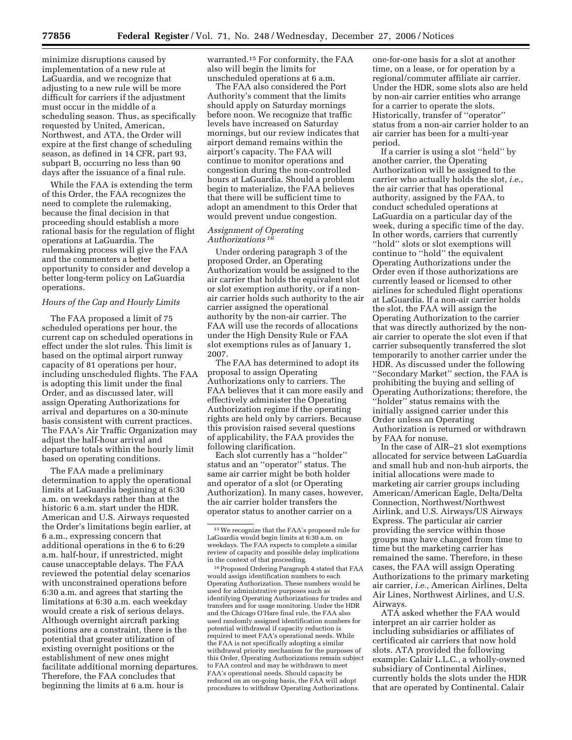minimize disruptions caused by implementation of a new rule at LaGuardia, and we recognize that adjusting to a new rule will be more difficult for carriers if the adjustment must occur in the middle of a scheduling season. Thus, as specifically requested by United, American, Northwest, and ATA, the Order will expire at the first change of scheduling season, as defined in 14 CFR, part 93, subpart B, occurring no less than 90 days after the issuance of a final rule.

While the FAA is extending the term of this Order, the FAA recognizes the need to complete the rulemaking, because the final decision in that proceeding should establish a more rational basis for the regulation of flight operations at LaGuardia. The rulemaking process will give the FAA and the commenters a better opportunity to consider and develop a better long-term policy on LaGuardia operations.

*Hours of the Cap and Hourly Limits*

The FAA proposed a limit of 75 scheduled operations per hour, the current cap on scheduled operations in effect under the slot rules. This limit is based on the optimal airport runway capacity of 81 operations per hour, including unscheduled flights. The FAA is adopting this limit under the final Order, and as discussed later, will assign Operating Authorizations for arrival and departures on a 30-minute basis consistent with current practices. The FAA's Air Traffic Organization may adjust the half-hour arrival and departure totals within the hourly limit based on operating conditions.

The FAA made a preliminary determination to apply the operational limits at LaGuardia beginning at 6:30 a.m. on weekdays rather than at the historic 6 a.m. start under the HDR. American and U.S. Airways requested the Order's limitations begin earlier, at 6 a.m., expressing concern that additional operations in the 6 to 6:29 a.m. half-hour, if unrestricted, might cause unacceptable delays. The FAA reviewed the potential delay scenarios with unconstrained operations before 6:30 a.m. and agrees that starting the limitations at 6:30 a.m. each weekday would create a risk of serious delays. Although overnight aircraft parking positions are a constraint, there is the potential that greater utilization of existing overnight positions or the establishment of new ones might facilitate additional morning departures. Therefore, the FAA concludes that beginning the limits at 6 a.m. hour is warranted.[15] For conformity, the FAA also will begin the limits for unscheduled operations at 6 a.m.

The FAA also considered the Port Authority's comment that the limits should apply on Saturday mornings before noon. We recognize that traffic levels have increased on Saturday mornings, but our review indicates that airport demand remains within the airport's capacity. The FAA will continue to monitor operations and congestion during the non-controlled hours at LaGuardia. Should a problem begin to materialize, the FAA believes that there will be sufficient time to adopt an amendment to this Order that would prevent undue congestion.

*Assignment of Operating Authorizations*[16]

Under ordering paragraph 3 of the proposed Order, an Operating Authorization would be assigned to the air carrier that holds the equivalent slot or slot exemption authority, or if a non-air carrier holds such authority to the air carrier assigned the operational authority by the non-air carrier. The FAA will use the records of allocations under the High Density Rule or FAA slot exemptions rules as of January 1, 2007.

The FAA has determined to adopt its proposal to assign Operating Authorizations only to carriers. The FAA believes that it can more easily and effectively administer the Operating Authorization regime if the operating rights are held only by carriers. Because this provision raised several questions of applicability, the FAA provides the following clarification.

Each slot currently has a ''holder'' status and an ''operator'' status. The same air carrier might be both holder and operator of a slot (or Operating Authorization). In many cases, however, the air carrier holder transfers the operator status to another carrier on a one-for-one basis for a slot at another time, on a lease, or for operation by a regional/commuter affiliate air carrier. Under the HDR, some slots also are held by non-air carrier entities who arrange for a carrier to operate the slots. Historically, transfer of ''operator'' status from a non-air carrier holder to an air carrier has been for a multi-year period.

If a carrier is using a slot ''held'' by another carrier, the Operating Authorization will be assigned to the carrier who actually holds the slot, *i.e.*, the air carrier that has operational authority, assigned by the FAA, to conduct scheduled operations at LaGuardia on a particular day of the week, during a specific time of the day. In other words, carriers that currently ''hold'' slots or slot exemptions will continue to ''hold'' the equivalent Operating Authorizations under the Order even if those authorizations are currently leased or licensed to other airlines for scheduled flight operations at LaGuardia. If a non-air carrier holds the slot, the FAA will assign the Operating Authorization to the carrier that was directly authorized by the non-air carrier to operate the slot even if that carrier subsequently transferred the slot temporarily to another carrier under the HDR. As discussed under the following ''Secondary Market'' section, the FAA is prohibiting the buying and selling of Operating Authorizations; therefore, the ''holder'' status remains with the initially assigned carrier under this Order unless an Operating Authorization is returned or withdrawn by FAA for nonuse.

In the case of AIR–21 slot exemptions allocated for service between LaGuardia and small hub and non-hub airports, the initial allocations were made to marketing air carrier groups including American/American Eagle, Delta/Delta Connection, Northwest/Northwest Airlink, and U.S. Airways/US Airways Express. The particular air carrier providing the service within those groups may have changed from time to time but the marketing carrier has remained the same. Therefore, in these cases, the FAA will assign Operating Authorizations to the primary marketing air carrier, *i.e.*, American Airlines, Delta Air Lines, Northwest Airlines, and U.S. Airways.

ATA asked whether the FAA would interpret an air carrier holder as including subsidiaries or affiliates of certificated air carriers that now hold slots. ATA provided the following example: Calair L.L.C., a wholly-owned subsidiary of Continental Airlines, currently holds the slots under the HDR that are operated by Continental. Calair

[15] We recognize that the FAA's proposed rule for LaGuardia would begin limits at 6:30 a.m. on weekdays. The FAA expects to complete a similar review of capacity and possible delay implications in the context of that proceeding.

[16] Proposed Ordering Paragraph 4 stated that FAA would assign identification numbers to each Operating Authorization. These numbers would be used for administrative purposes such as identifying Operating Authorizations for trades and transfers and for usage monitoring. Under the HDR and the Chicago O'Hare final rule, the FAA also used randomly assigned identification numbers for potential withdrawal if capacity reduction is required to meet FAA's operational needs. While the FAA is not specifically adopting a similar withdrawal priority mechanism for the purposes of this Order, Operating Authorizations remain subject to FAA control and may be withdrawn to meet FAA's operational needs. Should capacity be reduced on an on-going basis, the FAA will adopt procedures to withdraw Operating Authorizations.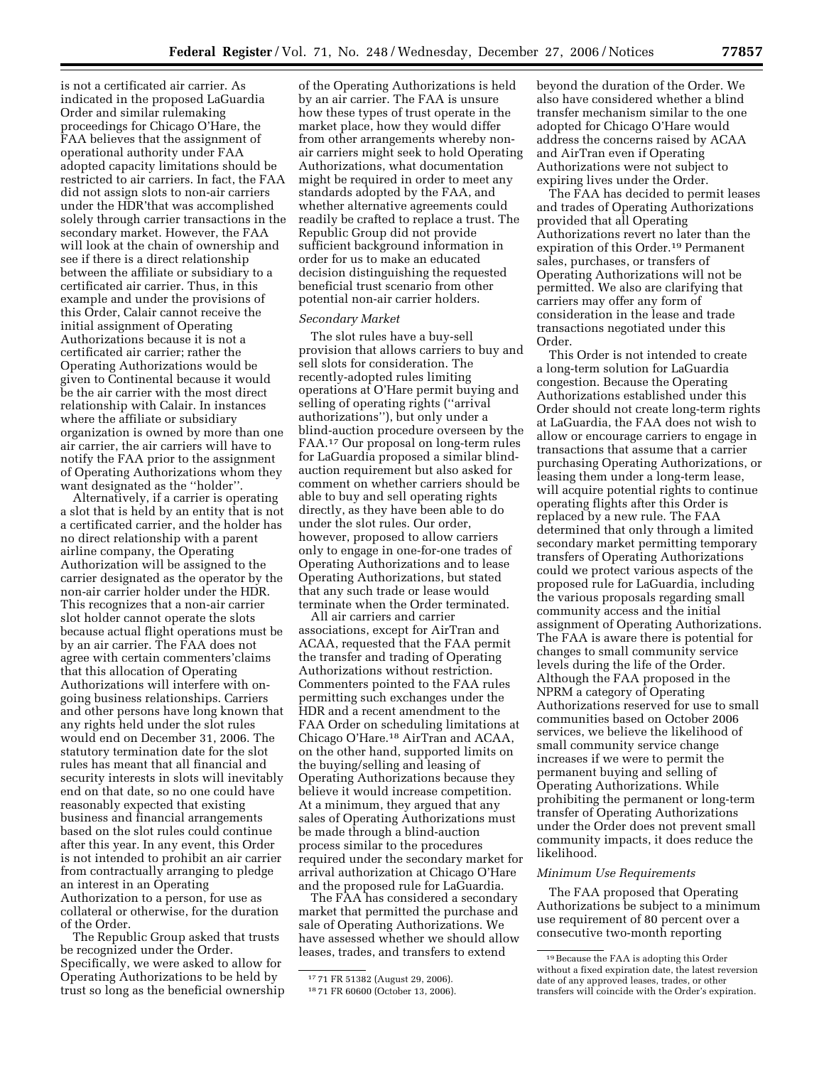is not a certificated air carrier. As indicated in the proposed LaGuardia Order and similar rulemaking proceedings for Chicago O'Hare, the FAA believes that the assignment of operational authority under FAA adopted capacity limitations should be restricted to air carriers. In fact, the FAA did not assign slots to non-air carriers under the HDR'that was accomplished solely through carrier transactions in the secondary market. However, the FAA will look at the chain of ownership and see if there is a direct relationship between the affiliate or subsidiary to a certificated air carrier. Thus, in this example and under the provisions of this Order, Calair cannot receive the initial assignment of Operating Authorizations because it is not a certificated air carrier; rather the Operating Authorizations would be given to Continental because it would be the air carrier with the most direct relationship with Calair. In instances where the affiliate or subsidiary organization is owned by more than one air carrier, the air carriers will have to notify the FAA prior to the assignment of Operating Authorizations whom they want designated as the ''holder''.

Alternatively, if a carrier is operating a slot that is held by an entity that is not a certificated carrier, and the holder has no direct relationship with a parent airline company, the Operating Authorization will be assigned to the carrier designated as the operator by the non-air carrier holder under the HDR. This recognizes that a non-air carrier slot holder cannot operate the slots because actual flight operations must be by an air carrier. The FAA does not agree with certain commenters'claims that this allocation of Operating Authorizations will interfere with on-going business relationships. Carriers and other persons have long known that any rights held under the slot rules would end on December 31, 2006. The statutory termination date for the slot rules has meant that all financial and security interests in slots will inevitably end on that date, so no one could have reasonably expected that existing business and financial arrangements based on the slot rules could continue after this year. In any event, this Order is not intended to prohibit an air carrier from contractually arranging to pledge an interest in an Operating Authorization to a person, for use as collateral or otherwise, for the duration of the Order.

The Republic Group asked that trusts be recognized under the Order. Specifically, we were asked to allow for Operating Authorizations to be held by trust so long as the beneficial ownership of the Operating Authorizations is held by an air carrier. The FAA is unsure how these types of trust operate in the market place, how they would differ from other arrangements whereby non-air carriers might seek to hold Operating Authorizations, what documentation might be required in order to meet any standards adopted by the FAA, and whether alternative agreements could readily be crafted to replace a trust. The Republic Group did not provide sufficient background information in order for us to make an educated decision distinguishing the requested beneficial trust scenario from other potential non-air carrier holders.

*Secondary Market*

The slot rules have a buy-sell provision that allows carriers to buy and sell slots for consideration. The recently-adopted rules limiting operations at O'Hare permit buying and selling of operating rights (''arrival authorizations''), but only under a blind-auction procedure overseen by the FAA.[17] Our proposal on long-term rules for LaGuardia proposed a similar blind-auction requirement but also asked for comment on whether carriers should be able to buy and sell operating rights directly, as they have been able to do under the slot rules. Our order, however, proposed to allow carriers only to engage in one-for-one trades of Operating Authorizations and to lease Operating Authorizations, but stated that any such trade or lease would terminate when the Order terminated.

All air carriers and carrier associations, except for AirTran and ACAA, requested that the FAA permit the transfer and trading of Operating Authorizations without restriction. Commenters pointed to the FAA rules permitting such exchanges under the HDR and a recent amendment to the FAA Order on scheduling limitations at Chicago O'Hare.[18] AirTran and ACAA, on the other hand, supported limits on the buying/selling and leasing of Operating Authorizations because they believe it would increase competition. At a minimum, they argued that any sales of Operating Authorizations must be made through a blind-auction process similar to the procedures required under the secondary market for arrival authorization at Chicago O'Hare and the proposed rule for LaGuardia.

The FAA has considered a secondary market that permitted the purchase and sale of Operating Authorizations. We have assessed whether we should allow leases, trades, and transfers to extend beyond the duration of the Order. We also have considered whether a blind transfer mechanism similar to the one adopted for Chicago O'Hare would address the concerns raised by ACAA and AirTran even if Operating Authorizations were not subject to expiring lives under the Order.

The FAA has decided to permit leases and trades of Operating Authorizations provided that all Operating Authorizations revert no later than the expiration of this Order.[19] Permanent sales, purchases, or transfers of Operating Authorizations will not be permitted. We also are clarifying that carriers may offer any form of consideration in the lease and trade transactions negotiated under this Order.

This Order is not intended to create a long-term solution for LaGuardia congestion. Because the Operating Authorizations established under this Order should not create long-term rights at LaGuardia, the FAA does not wish to allow or encourage carriers to engage in transactions that assume that a carrier purchasing Operating Authorizations, or leasing them under a long-term lease, will acquire potential rights to continue operating flights after this Order is replaced by a new rule. The FAA determined that only through a limited secondary market permitting temporary transfers of Operating Authorizations could we protect various aspects of the proposed rule for LaGuardia, including the various proposals regarding small community access and the initial assignment of Operating Authorizations. The FAA is aware there is potential for changes to small community service levels during the life of the Order. Although the FAA proposed in the NPRM a category of Operating Authorizations reserved for use to small communities based on October 2006 services, we believe the likelihood of small community service change increases if we were to permit the permanent buying and selling of Operating Authorizations. While prohibiting the permanent or long-term transfer of Operating Authorizations under the Order does not prevent small community impacts, it does reduce the likelihood.

*Minimum Use Requirements*

The FAA proposed that Operating Authorizations be subject to a minimum use requirement of 80 percent over a consecutive two-month reporting

[17] 71 FR 51382 (August 29, 2006).

[18] 71 FR 60600 (October 13, 2006).

[19] Because the FAA is adopting this Order without a fixed expiration date, the latest reversion date of any approved leases, trades, or other transfers will coincide with the Order's expiration.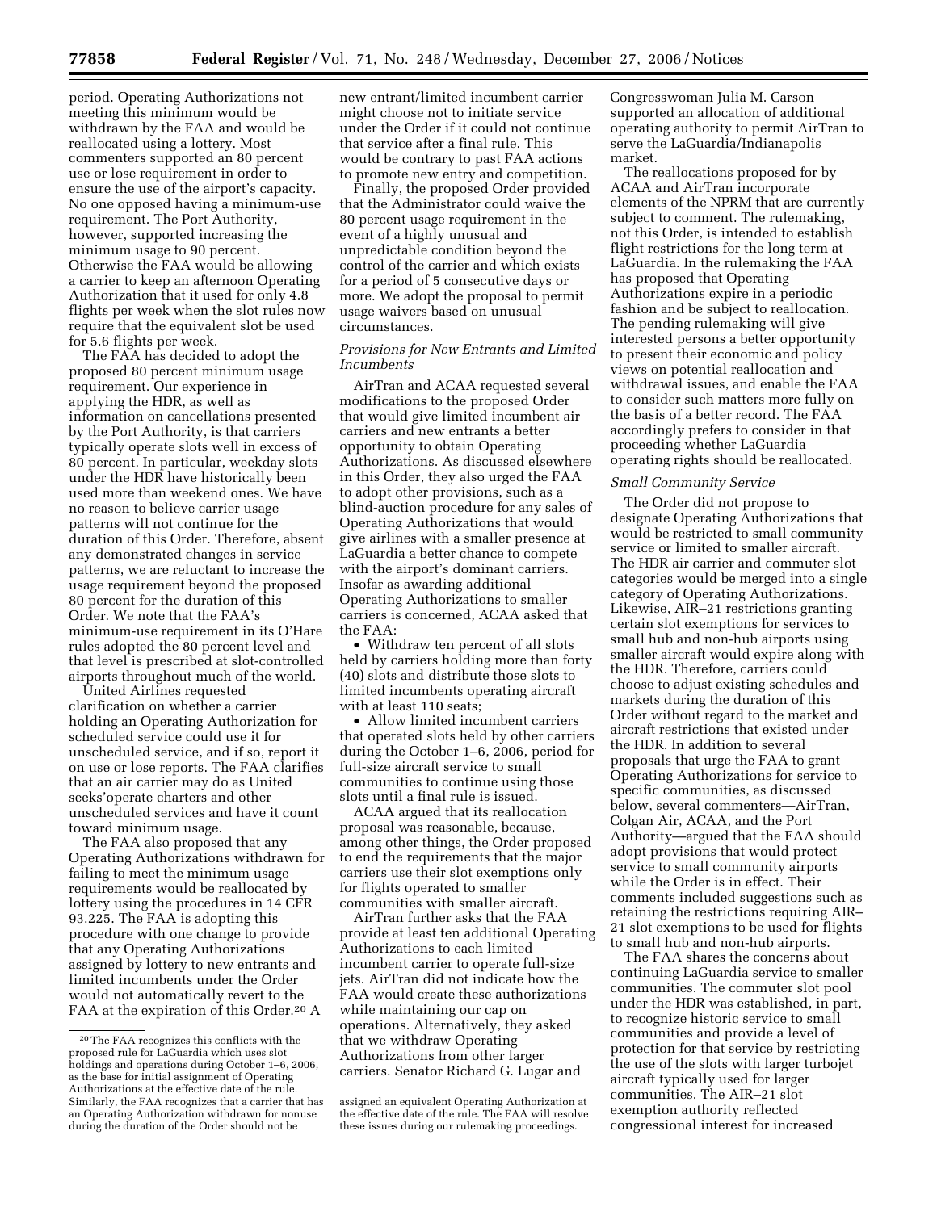period. Operating Authorizations not meeting this minimum would be withdrawn by the FAA and would be reallocated using a lottery. Most commenters supported an 80 percent use or lose requirement in order to ensure the use of the airport's capacity. No one opposed having a minimum-use requirement. The Port Authority, however, supported increasing the minimum usage to 90 percent. Otherwise the FAA would be allowing a carrier to keep an afternoon Operating Authorization that it used for only 4.8 flights per week when the slot rules now require that the equivalent slot be used for 5.6 flights per week.

The FAA has decided to adopt the proposed 80 percent minimum usage requirement. Our experience in applying the HDR, as well as information on cancellations presented by the Port Authority, is that carriers typically operate slots well in excess of 80 percent. In particular, weekday slots under the HDR have historically been used more than weekend ones. We have no reason to believe carrier usage patterns will not continue for the duration of this Order. Therefore, absent any demonstrated changes in service patterns, we are reluctant to increase the usage requirement beyond the proposed 80 percent for the duration of this Order. We note that the FAA's minimum-use requirement in its O'Hare rules adopted the 80 percent level and that level is prescribed at slot-controlled airports throughout much of the world.

United Airlines requested clarification on whether a carrier holding an Operating Authorization for scheduled service could use it for unscheduled service, and if so, report it on use or lose reports. The FAA clarifies that an air carrier may do as United seeks'operate charters and other unscheduled services and have it count toward minimum usage.

The FAA also proposed that any Operating Authorizations withdrawn for failing to meet the minimum usage requirements would be reallocated by lottery using the procedures in 14 CFR 93.225. The FAA is adopting this procedure with one change to provide that any Operating Authorizations assigned by lottery to new entrants and limited incumbents under the Order would not automatically revert to the FAA at the expiration of this Order.[20] A new entrant/limited incumbent carrier might choose not to initiate service under the Order if it could not continue that service after a final rule. This would be contrary to past FAA actions to promote new entry and competition.

Finally, the proposed Order provided that the Administrator could waive the 80 percent usage requirement in the event of a highly unusual and unpredictable condition beyond the control of the carrier and which exists for a period of 5 consecutive days or more. We adopt the proposal to permit usage waivers based on unusual circumstances.

*Provisions for New Entrants and Limited Incumbents*

AirTran and ACAA requested several modifications to the proposed Order that would give limited incumbent air carriers and new entrants a better opportunity to obtain Operating Authorizations. As discussed elsewhere in this Order, they also urged the FAA to adopt other provisions, such as a blind-auction procedure for any sales of Operating Authorizations that would give airlines with a smaller presence at LaGuardia a better chance to compete with the airport's dominant carriers. Insofar as awarding additional Operating Authorizations to smaller carriers is concerned, ACAA asked that the FAA:

- Withdraw ten percent of all slots held by carriers holding more than forty (40) slots and distribute those slots to limited incumbents operating aircraft with at least 110 seats;
- Allow limited incumbent carriers that operated slots held by other carriers during the October 1–6, 2006, period for full-size aircraft service to small communities to continue using those slots until a final rule is issued.

ACAA argued that its reallocation proposal was reasonable, because, among other things, the Order proposed to end the requirements that the major carriers use their slot exemptions only for flights operated to smaller communities with smaller aircraft.

AirTran further asks that the FAA provide at least ten additional Operating Authorizations to each limited incumbent carrier to operate full-size jets. AirTran did not indicate how the FAA would create these authorizations while maintaining our cap on operations. Alternatively, they asked that we withdraw Operating Authorizations from other larger carriers. Senator Richard G. Lugar and Congresswoman Julia M. Carson supported an allocation of additional operating authority to permit AirTran to serve the LaGuardia/Indianapolis market.

The reallocations proposed for by ACAA and AirTran incorporate elements of the NPRM that are currently subject to comment. The rulemaking, not this Order, is intended to establish flight restrictions for the long term at LaGuardia. In the rulemaking the FAA has proposed that Operating Authorizations expire in a periodic fashion and be subject to reallocation. The pending rulemaking will give interested persons a better opportunity to present their economic and policy views on potential reallocation and withdrawal issues, and enable the FAA to consider such matters more fully on the basis of a better record. The FAA accordingly prefers to consider in that proceeding whether LaGuardia operating rights should be reallocated.

*Small Community Service*

The Order did not propose to designate Operating Authorizations that would be restricted to small community service or limited to smaller aircraft. The HDR air carrier and commuter slot categories would be merged into a single category of Operating Authorizations. Likewise, AIR–21 restrictions granting certain slot exemptions for services to small hub and non-hub airports using smaller aircraft would expire along with the HDR. Therefore, carriers could choose to adjust existing schedules and markets during the duration of this Order without regard to the market and aircraft restrictions that existed under the HDR. In addition to several proposals that urge the FAA to grant Operating Authorizations for service to specific communities, as discussed below, several commenters—AirTran, Colgan Air, ACAA, and the Port Authority—argued that the FAA should adopt provisions that would protect service to small community airports while the Order is in effect. Their comments included suggestions such as retaining the restrictions requiring AIR–21 slot exemptions to be used for flights to small hub and non-hub airports.

The FAA shares the concerns about continuing LaGuardia service to smaller communities. The commuter slot pool under the HDR was established, in part, to recognize historic service to small communities and provide a level of protection for that service by restricting the use of the slots with larger turbojet aircraft typically used for larger communities. The AIR–21 slot exemption authority reflected congressional interest for increased

[20] The FAA recognizes this conflicts with the proposed rule for LaGuardia which uses slot holdings and operations during October 1–6, 2006, as the base for initial assignment of Operating Authorizations at the effective date of the rule. Similarly, the FAA recognizes that a carrier that has an Operating Authorization withdrawn for nonuse during the duration of the Order should not be assigned an equivalent Operating Authorization at the effective date of the rule. The FAA will resolve these issues during our rulemaking proceedings.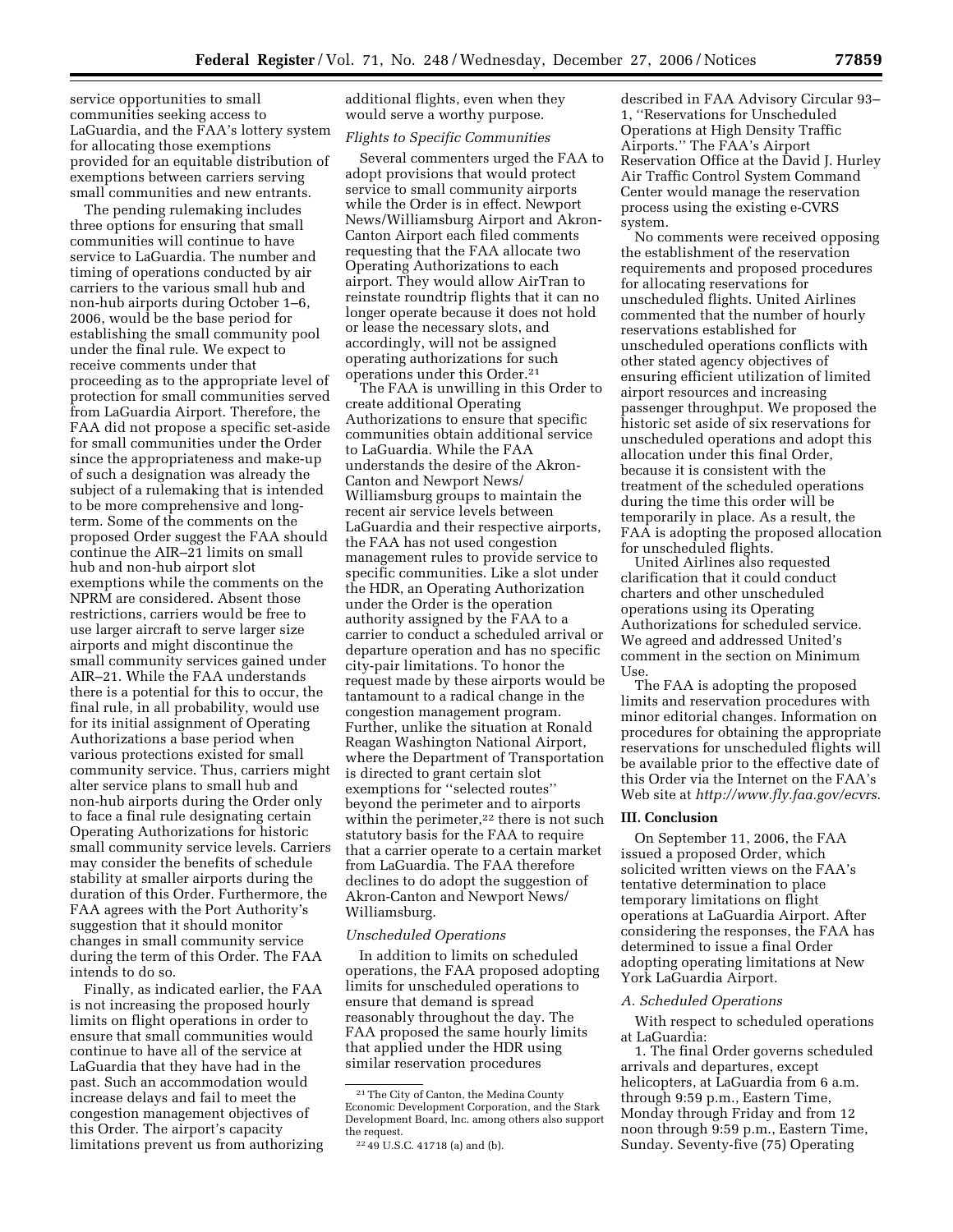service opportunities to small communities seeking access to LaGuardia, and the FAA's lottery system for allocating those exemptions provided for an equitable distribution of exemptions between carriers serving small communities and new entrants.

The pending rulemaking includes three options for ensuring that small communities will continue to have service to LaGuardia. The number and timing of operations conducted by air carriers to the various small hub and non-hub airports during October 1–6, 2006, would be the base period for establishing the small community pool under the final rule. We expect to receive comments under that proceeding as to the appropriate level of protection for small communities served from LaGuardia Airport. Therefore, the FAA did not propose a specific set-aside for small communities under the Order since the appropriateness and make-up of such a designation was already the subject of a rulemaking that is intended to be more comprehensive and long-term. Some of the comments on the proposed Order suggest the FAA should continue the AIR–21 limits on small hub and non-hub airport slot exemptions while the comments on the NPRM are considered. Absent those restrictions, carriers would be free to use larger aircraft to serve larger size airports and might discontinue the small community services gained under AIR–21. While the FAA understands there is a potential for this to occur, the final rule, in all probability, would use for its initial assignment of Operating Authorizations a base period when various protections existed for small community service. Thus, carriers might alter service plans to small hub and non-hub airports during the Order only to face a final rule designating certain Operating Authorizations for historic small community service levels. Carriers may consider the benefits of schedule stability at smaller airports during the duration of this Order. Furthermore, the FAA agrees with the Port Authority's suggestion that it should monitor changes in small community service during the term of this Order. The FAA intends to do so.

Finally, as indicated earlier, the FAA is not increasing the proposed hourly limits on flight operations in order to ensure that small communities would continue to have all of the service at LaGuardia that they have had in the past. Such an accommodation would increase delays and fail to meet the congestion management objectives of this Order. The airport's capacity limitations prevent us from authorizing additional flights, even when they would serve a worthy purpose.

*Flights to Specific Communities*

Several commenters urged the FAA to adopt provisions that would protect service to small community airports while the Order is in effect. Newport News/Williamsburg Airport and Akron-Canton Airport each filed comments requesting that the FAA allocate two Operating Authorizations to each airport. They would allow AirTran to reinstate roundtrip flights that it can no longer operate because it does not hold or lease the necessary slots, and accordingly, will not be assigned operating authorizations for such operations under this Order.[21]

The FAA is unwilling in this Order to create additional Operating Authorizations to ensure that specific communities obtain additional service to LaGuardia. While the FAA understands the desire of the Akron-Canton and Newport News/Williamsburg groups to maintain the recent air service levels between LaGuardia and their respective airports, the FAA has not used congestion management rules to provide service to specific communities. Like a slot under the HDR, an Operating Authorization under the Order is the operation authority assigned by the FAA to a carrier to conduct a scheduled arrival or departure operation and has no specific city-pair limitations. To honor the request made by these airports would be tantamount to a radical change in the congestion management program. Further, unlike the situation at Ronald Reagan Washington National Airport, where the Department of Transportation is directed to grant certain slot exemptions for ''selected routes'' beyond the perimeter and to airports within the perimeter,[22] there is not such statutory basis for the FAA to require that a carrier operate to a certain market from LaGuardia. The FAA therefore declines to do adopt the suggestion of Akron-Canton and Newport News/Williamsburg.

*Unscheduled Operations*

In addition to limits on scheduled operations, the FAA proposed adopting limits for unscheduled operations to ensure that demand is spread reasonably throughout the day. The FAA proposed the same hourly limits that applied under the HDR using similar reservation procedures described in FAA Advisory Circular 93–1, ''Reservations for Unscheduled Operations at High Density Traffic Airports.'' The FAA's Airport Reservation Office at the David J. Hurley Air Traffic Control System Command Center would manage the reservation process using the existing e-CVRS system.

No comments were received opposing the establishment of the reservation requirements and proposed procedures for allocating reservations for unscheduled flights. United Airlines commented that the number of hourly reservations established for unscheduled operations conflicts with other stated agency objectives of ensuring efficient utilization of limited airport resources and increasing passenger throughput. We proposed the historic set aside of six reservations for unscheduled operations and adopt this allocation under this final Order, because it is consistent with the treatment of the scheduled operations during the time this order will be temporarily in place. As a result, the FAA is adopting the proposed allocation for unscheduled flights.

United Airlines also requested clarification that it could conduct charters and other unscheduled operations using its Operating Authorizations for scheduled service. We agreed and addressed United's comment in the section on Minimum Use.

The FAA is adopting the proposed limits and reservation procedures with minor editorial changes. Information on procedures for obtaining the appropriate reservations for unscheduled flights will be available prior to the effective date of this Order via the Internet on the FAA's Web site at *http://www.fly.faa.gov/ecvrs*.

## III. Conclusion

On September 11, 2006, the FAA issued a proposed Order, which solicited written views on the FAA's tentative determination to place temporary limitations on flight operations at LaGuardia Airport. After considering the responses, the FAA has determined to issue a final Order adopting operating limitations at New York LaGuardia Airport.

*A. Scheduled Operations*

With respect to scheduled operations at LaGuardia:

1. The final Order governs scheduled arrivals and departures, except helicopters, at LaGuardia from 6 a.m. through 9:59 p.m., Eastern Time, Monday through Friday and from 12 noon through 9:59 p.m., Eastern Time, Sunday. Seventy-five (75) Operating

---

[21] The City of Canton, the Medina County Economic Development Corporation, and the Stark Development Board, Inc. among others also support the request.

[22] 49 U.S.C. 41718 (a) and (b).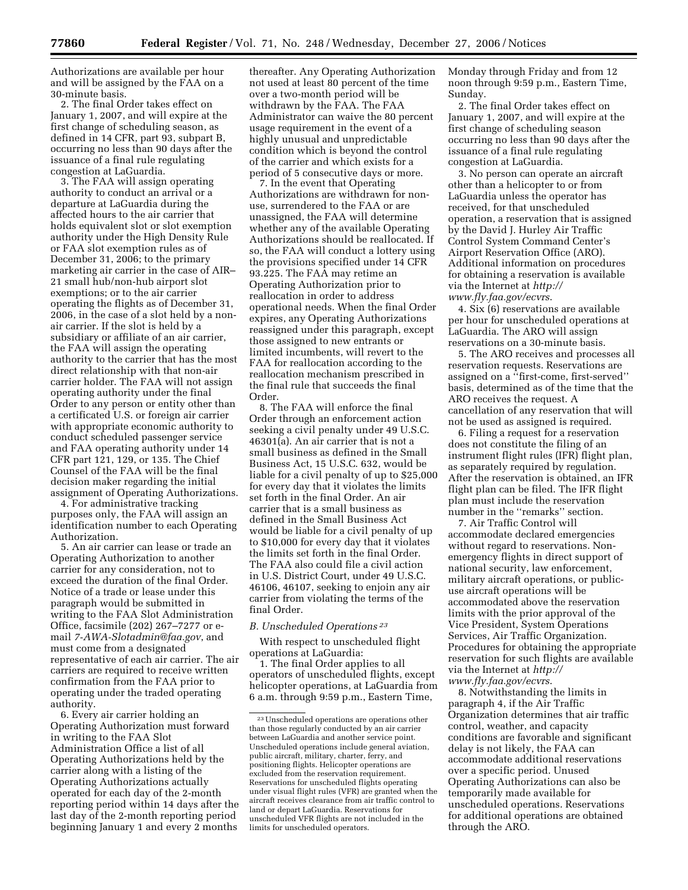Authorizations are available per hour and will be assigned by the FAA on a 30-minute basis.

2. The final Order takes effect on January 1, 2007, and will expire at the first change of scheduling season, as defined in 14 CFR, part 93, subpart B, occurring no less than 90 days after the issuance of a final rule regulating congestion at LaGuardia.

3. The FAA will assign operating authority to conduct an arrival or a departure at LaGuardia during the affected hours to the air carrier that holds equivalent slot or slot exemption authority under the High Density Rule or FAA slot exemption rules as of December 31, 2006; to the primary marketing air carrier in the case of AIR–21 small hub/non-hub airport slot exemptions; or to the air carrier operating the flights as of December 31, 2006, in the case of a slot held by a non-air carrier. If the slot is held by a subsidiary or affiliate of an air carrier, the FAA will assign the operating authority to the carrier that has the most direct relationship with that non-air carrier holder. The FAA will not assign operating authority under the final Order to any person or entity other than a certificated U.S. or foreign air carrier with appropriate economic authority to conduct scheduled passenger service and FAA operating authority under 14 CFR part 121, 129, or 135. The Chief Counsel of the FAA will be the final decision maker regarding the initial assignment of Operating Authorizations.

4. For administrative tracking purposes only, the FAA will assign an identification number to each Operating Authorization.

5. An air carrier can lease or trade an Operating Authorization to another carrier for any consideration, not to exceed the duration of the final Order. Notice of a trade or lease under this paragraph would be submitted in writing to the FAA Slot Administration Office, facsimile (202) 267–7277 or e-mail *7-AWA-Slotadmin@faa.gov*, and must come from a designated representative of each air carrier. The air carriers are required to receive written confirmation from the FAA prior to operating under the traded operating authority.

6. Every air carrier holding an Operating Authorization must forward in writing to the FAA Slot Administration Office a list of all Operating Authorizations held by the carrier along with a listing of the Operating Authorizations actually operated for each day of the 2-month reporting period within 14 days after the last day of the 2-month reporting period beginning January 1 and every 2 months thereafter. Any Operating Authorization not used at least 80 percent of the time over a two-month period will be withdrawn by the FAA. The FAA Administrator can waive the 80 percent usage requirement in the event of a highly unusual and unpredictable condition which is beyond the control of the carrier and which exists for a period of 5 consecutive days or more.

7. In the event that Operating Authorizations are withdrawn for non-use, surrendered to the FAA or are unassigned, the FAA will determine whether any of the available Operating Authorizations should be reallocated. If so, the FAA will conduct a lottery using the provisions specified under 14 CFR 93.225. The FAA may retime an Operating Authorization prior to reallocation in order to address operational needs. When the final Order expires, any Operating Authorizations reassigned under this paragraph, except those assigned to new entrants or limited incumbents, will revert to the FAA for reallocation according to the reallocation mechanism prescribed in the final rule that succeeds the final Order.

8. The FAA will enforce the final Order through an enforcement action seeking a civil penalty under 49 U.S.C. 46301(a). An air carrier that is not a small business as defined in the Small Business Act, 15 U.S.C. 632, would be liable for a civil penalty of up to $25,000 for every day that it violates the limits set forth in the final Order. An air carrier that is a small business as defined in the Small Business Act would be liable for a civil penalty of up to $10,000 for every day that it violates the limits set forth in the final Order. The FAA also could file a civil action in U.S. District Court, under 49 U.S.C. 46106, 46107, seeking to enjoin any air carrier from violating the terms of the final Order.

### *B. Unscheduled Operations* [23]

With respect to unscheduled flight operations at LaGuardia:

1. The final Order applies to all operators of unscheduled flights, except helicopter operations, at LaGuardia from 6 a.m. through 9:59 p.m., Eastern Time, Monday through Friday and from 12 noon through 9:59 p.m., Eastern Time, Sunday.

2. The final Order takes effect on January 1, 2007, and will expire at the first change of scheduling season occurring no less than 90 days after the issuance of a final rule regulating congestion at LaGuardia.

3. No person can operate an aircraft other than a helicopter to or from LaGuardia unless the operator has received, for that unscheduled operation, a reservation that is assigned by the David J. Hurley Air Traffic Control System Command Center's Airport Reservation Office (ARO). Additional information on procedures for obtaining a reservation is available via the Internet at *http://www.fly.faa.gov/ecvrs*.

4. Six (6) reservations are available per hour for unscheduled operations at LaGuardia. The ARO will assign reservations on a 30-minute basis.

5. The ARO receives and processes all reservation requests. Reservations are assigned on a "first-come, first-served" basis, determined as of the time that the ARO receives the request. A cancellation of any reservation that will not be used as assigned is required.

6. Filing a request for a reservation does not constitute the filing of an instrument flight rules (IFR) flight plan, as separately required by regulation. After the reservation is obtained, an IFR flight plan can be filed. The IFR flight plan must include the reservation number in the "remarks" section.

7. Air Traffic Control will accommodate declared emergencies without regard to reservations. Non-emergency flights in direct support of national security, law enforcement, military aircraft operations, or public-use aircraft operations will be accommodated above the reservation limits with the prior approval of the Vice President, System Operations Services, Air Traffic Organization. Procedures for obtaining the appropriate reservation for such flights are available via the Internet at *http://www.fly.faa.gov/ecvrs*.

8. Notwithstanding the limits in paragraph 4, if the Air Traffic Organization determines that air traffic control, weather, and capacity conditions are favorable and significant delay is not likely, the FAA can accommodate additional reservations over a specific period. Unused Operating Authorizations can also be temporarily made available for unscheduled operations. Reservations for additional operations are obtained through the ARO.

---

[23] Unscheduled operations are operations other than those regularly conducted by an air carrier between LaGuardia and another service point. Unscheduled operations include general aviation, public aircraft, military, charter, ferry, and positioning flights. Helicopter operations are excluded from the reservation requirement. Reservations for unscheduled flights operating under visual flight rules (VFR) are granted when the aircraft receives clearance from air traffic control to land or depart LaGuardia. Reservations for unscheduled VFR flights are not included in the limits for unscheduled operators.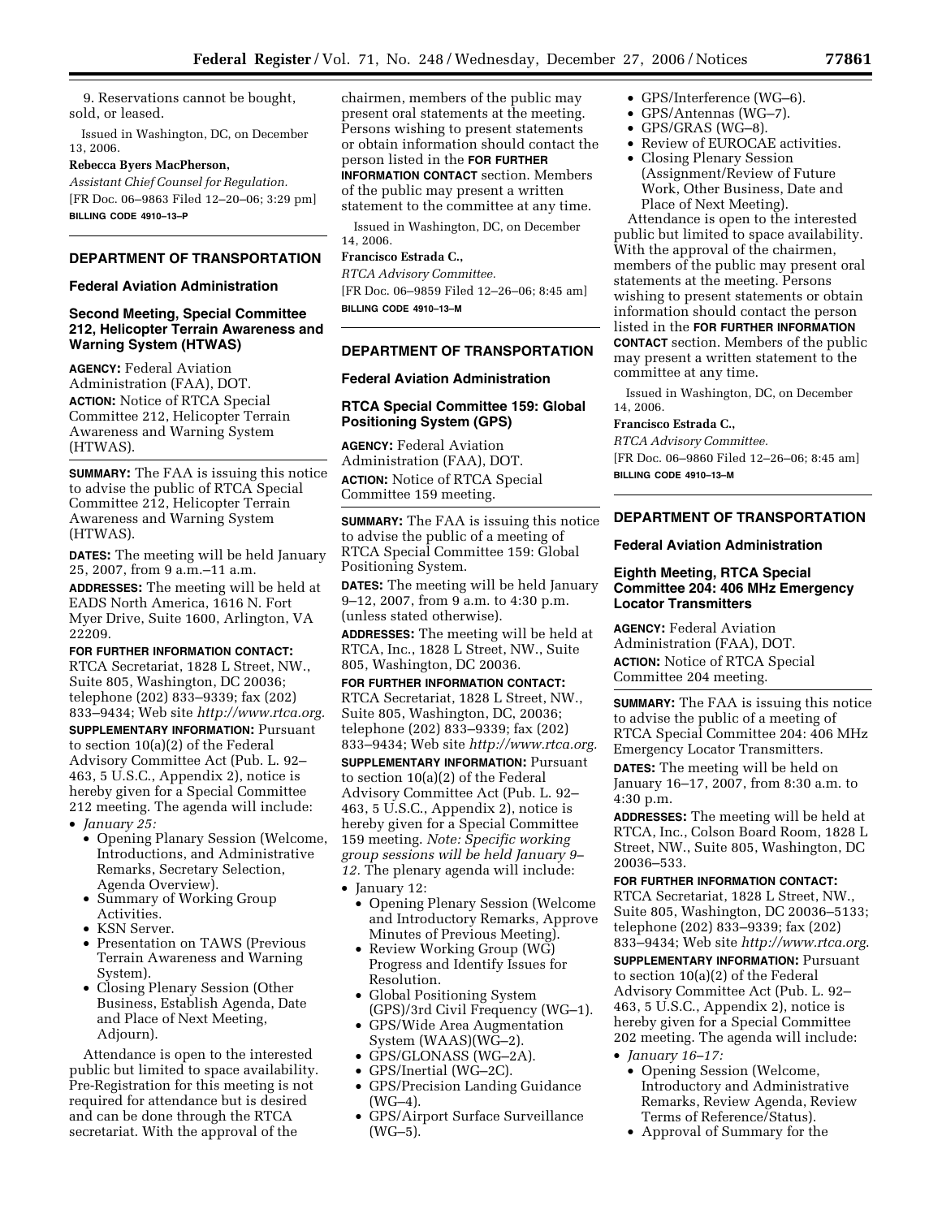9. Reservations cannot be bought, sold, or leased.

Issued in Washington, DC, on December 13, 2006.

**Rebecca Byers MacPherson,**

*Assistant Chief Counsel for Regulation.*

[FR Doc. 06–9863 Filed 12–20–06; 3:29 pm]

**BILLING CODE 4910–13–P**

## DEPARTMENT OF TRANSPORTATION

### Federal Aviation Administration

### Second Meeting, Special Committee 212, Helicopter Terrain Awareness and Warning System (HTWAS)

**AGENCY:** Federal Aviation Administration (FAA), DOT.

**ACTION:** Notice of RTCA Special Committee 212, Helicopter Terrain Awareness and Warning System (HTWAS).

**SUMMARY:** The FAA is issuing this notice to advise the public of RTCA Special Committee 212, Helicopter Terrain Awareness and Warning System (HTWAS).

**DATES:** The meeting will be held January 25, 2007, from 9 a.m.–11 a.m.

**ADDRESSES:** The meeting will be held at EADS North America, 1616 N. Fort Myer Drive, Suite 1600, Arlington, VA 22209.

**FOR FURTHER INFORMATION CONTACT:** RTCA Secretariat, 1828 L Street, NW., Suite 805, Washington, DC 20036; telephone (202) 833–9339; fax (202) 833–9434; Web site *http://www.rtca.org.*

**SUPPLEMENTARY INFORMATION:** Pursuant to section 10(a)(2) of the Federal Advisory Committee Act (Pub. L. 92–463, 5 U.S.C., Appendix 2), notice is hereby given for a Special Committee 212 meeting. The agenda will include:

- *January 25:*
  - Opening Planary Session (Welcome, Introductions, and Administrative Remarks, Secretary Selection, Agenda Overview).
  - Summary of Working Group Activities.
  - KSN Server.
  - Presentation on TAWS (Previous Terrain Awareness and Warning System).
  - Closing Plenary Session (Other Business, Establish Agenda, Date and Place of Next Meeting, Adjourn).

Attendance is open to the interested public but limited to space availability. Pre-Registration for this meeting is not required for attendance but is desired and can be done through the RTCA secretariat. With the approval of the chairmen, members of the public may present oral statements at the meeting. Persons wishing to present statements or obtain information should contact the person listed in the **FOR FURTHER INFORMATION CONTACT** section. Members of the public may present a written statement to the committee at any time.

Issued in Washington, DC, on December 14, 2006.

**Francisco Estrada C.,**

*RTCA Advisory Committee.*

[FR Doc. 06–9859 Filed 12–26–06; 8:45 am]

**BILLING CODE 4910–13–M**

## DEPARTMENT OF TRANSPORTATION

### Federal Aviation Administration

### RTCA Special Committee 159: Global Positioning System (GPS)

**AGENCY:** Federal Aviation Administration (FAA), DOT.

**ACTION:** Notice of RTCA Special Committee 159 meeting.

**SUMMARY:** The FAA is issuing this notice to advise the public of a meeting of RTCA Special Committee 159: Global Positioning System.

**DATES:** The meeting will be held January 9–12, 2007, from 9 a.m. to 4:30 p.m. (unless stated otherwise).

**ADDRESSES:** The meeting will be held at RTCA, Inc., 1828 L Street, NW., Suite 805, Washington, DC 20036.

**FOR FURTHER INFORMATION CONTACT:** RTCA Secretariat, 1828 L Street, NW., Suite 805, Washington, DC, 20036; telephone (202) 833–9339; fax (202) 833–9434; Web site *http://www.rtca.org.*

**SUPPLEMENTARY INFORMATION:** Pursuant to section 10(a)(2) of the Federal Advisory Committee Act (Pub. L. 92–463, 5 U.S.C., Appendix 2), notice is hereby given for a Special Committee 159 meeting. *Note: Specific working group sessions will be held January 9–12.* The plenary agenda will include:

- January 12:
  - Opening Plenary Session (Welcome and Introductory Remarks, Approve Minutes of Previous Meeting).
  - Review Working Group (WG) Progress and Identify Issues for Resolution.
  - Global Positioning System (GPS)/3rd Civil Frequency (WG–1).
  - GPS/Wide Area Augmentation System (WAAS)(WG–2).
  - GPS/GLONASS (WG–2A).
  - GPS/Inertial (WG–2C).
  - GPS/Precision Landing Guidance (WG–4).
  - GPS/Airport Surface Surveillance (WG–5).
  - GPS/Interference (WG–6).
  - GPS/Antennas (WG–7).
  - GPS/GRAS (WG–8).
  - Review of EUROCAE activities.
  - Closing Plenary Session (Assignment/Review of Future Work, Other Business, Date and Place of Next Meeting).

Attendance is open to the interested public but limited to space availability. With the approval of the chairmen, members of the public may present oral statements at the meeting. Persons wishing to present statements or obtain information should contact the person listed in the **FOR FURTHER INFORMATION CONTACT** section. Members of the public may present a written statement to the committee at any time.

Issued in Washington, DC, on December 14, 2006.

**Francisco Estrada C.,**

*RTCA Advisory Committee.*

[FR Doc. 06–9860 Filed 12–26–06; 8:45 am]

**BILLING CODE 4910–13–M**

## DEPARTMENT OF TRANSPORTATION

### Federal Aviation Administration

### Eighth Meeting, RTCA Special Committee 204: 406 MHz Emergency Locator Transmitters

**AGENCY:** Federal Aviation Administration (FAA), DOT.

**ACTION:** Notice of RTCA Special Committee 204 meeting.

**SUMMARY:** The FAA is issuing this notice to advise the public of a meeting of RTCA Special Committee 204: 406 MHz Emergency Locator Transmitters.

**DATES:** The meeting will be held on January 16–17, 2007, from 8:30 a.m. to 4:30 p.m.

**ADDRESSES:** The meeting will be held at RTCA, Inc., Colson Board Room, 1828 L Street, NW., Suite 805, Washington, DC 20036–533.

**FOR FURTHER INFORMATION CONTACT:** RTCA Secretariat, 1828 L Street, NW., Suite 805, Washington, DC 20036–5133; telephone (202) 833–9339; fax (202) 833–9434; Web site *http://www.rtca.org.*

**SUPPLEMENTARY INFORMATION:** Pursuant to section 10(a)(2) of the Federal Advisory Committee Act (Pub. L. 92–463, 5 U.S.C., Appendix 2), notice is hereby given for a Special Committee 202 meeting. The agenda will include:

- *January 16–17:*
  - Opening Session (Welcome, Introductory and Administrative Remarks, Review Agenda, Review Terms of Reference/Status).
  - Approval of Summary for the